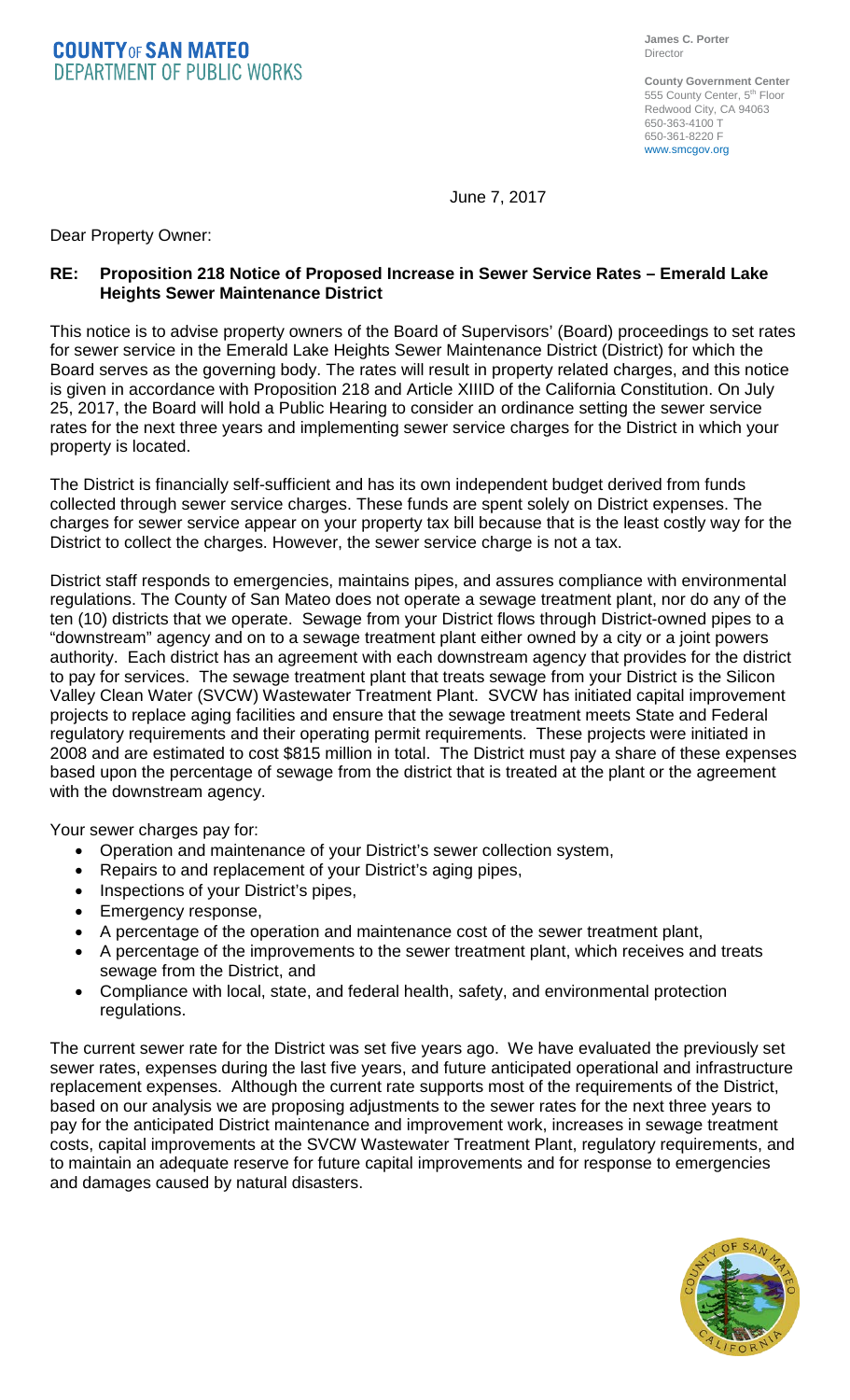**COUNTY OF SAN MATEO**
**DEPARTMENT OF PUBLIC WORKS**

**James C. Porter**
Director

**County Government Center**
555 County Center, 5th Floor
Redwood City, CA 94063
650-363-4100 T
650-361-8220 F
www.smcgov.org

June 7, 2017

Dear Property Owner:

**RE: Proposition 218 Notice of Proposed Increase in Sewer Service Rates – Emerald Lake Heights Sewer Maintenance District**

This notice is to advise property owners of the Board of Supervisors' (Board) proceedings to set rates for sewer service in the Emerald Lake Heights Sewer Maintenance District (District) for which the Board serves as the governing body. The rates will result in property related charges, and this notice is given in accordance with Proposition 218 and Article XIIID of the California Constitution. On July 25, 2017, the Board will hold a Public Hearing to consider an ordinance setting the sewer service rates for the next three years and implementing sewer service charges for the District in which your property is located.

The District is financially self-sufficient and has its own independent budget derived from funds collected through sewer service charges. These funds are spent solely on District expenses. The charges for sewer service appear on your property tax bill because that is the least costly way for the District to collect the charges. However, the sewer service charge is not a tax.

District staff responds to emergencies, maintains pipes, and assures compliance with environmental regulations. The County of San Mateo does not operate a sewage treatment plant, nor do any of the ten (10) districts that we operate. Sewage from your District flows through District-owned pipes to a "downstream" agency and on to a sewage treatment plant either owned by a city or a joint powers authority. Each district has an agreement with each downstream agency that provides for the district to pay for services. The sewage treatment plant that treats sewage from your District is the Silicon Valley Clean Water (SVCW) Wastewater Treatment Plant. SVCW has initiated capital improvement projects to replace aging facilities and ensure that the sewage treatment meets State and Federal regulatory requirements and their operating permit requirements. These projects were initiated in 2008 and are estimated to cost $815 million in total. The District must pay a share of these expenses based upon the percentage of sewage from the district that is treated at the plant or the agreement with the downstream agency.

Your sewer charges pay for:

- Operation and maintenance of your District's sewer collection system,
- Repairs to and replacement of your District's aging pipes,
- Inspections of your District's pipes,
- Emergency response,
- A percentage of the operation and maintenance cost of the sewer treatment plant,
- A percentage of the improvements to the sewer treatment plant, which receives and treats sewage from the District, and
- Compliance with local, state, and federal health, safety, and environmental protection regulations.

The current sewer rate for the District was set five years ago. We have evaluated the previously set sewer rates, expenses during the last five years, and future anticipated operational and infrastructure replacement expenses. Although the current rate supports most of the requirements of the District, based on our analysis we are proposing adjustments to the sewer rates for the next three years to pay for the anticipated District maintenance and improvement work, increases in sewage treatment costs, capital improvements at the SVCW Wastewater Treatment Plant, regulatory requirements, and to maintain an adequate reserve for future capital improvements and for response to emergencies and damages caused by natural disasters.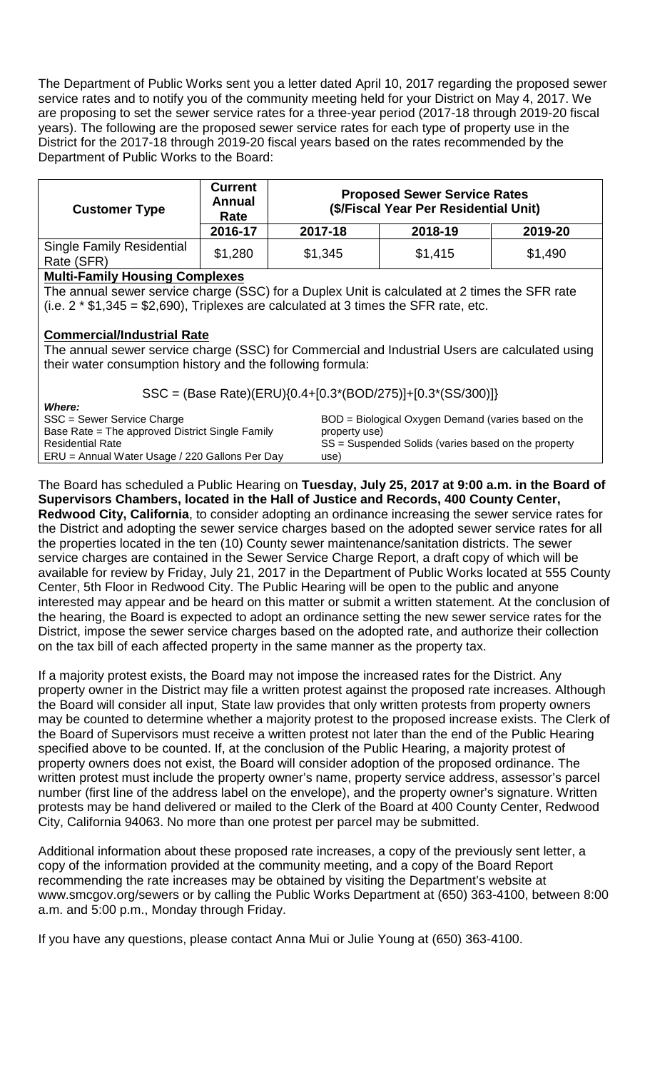The Department of Public Works sent you a letter dated April 10, 2017 regarding the proposed sewer service rates and to notify you of the community meeting held for your District on May 4, 2017. We are proposing to set the sewer service rates for a three-year period (2017-18 through 2019-20 fiscal years). The following are the proposed sewer service rates for each type of property use in the District for the 2017-18 through 2019-20 fiscal years based on the rates recommended by the Department of Public Works to the Board:

| Customer Type | Current Annual Rate | Proposed Sewer Service Rates ($/Fiscal Year Per Residential Unit) | | |
|---|---|---|---|---|
| | 2016-17 | 2017-18 | 2018-19 | 2019-20 |
| Single Family Residential Rate (SFR) | $1,280 | $1,345 | $1,415 | $1,490 |

**Multi-Family Housing Complexes**

The annual sewer service charge (SSC) for a Duplex Unit is calculated at 2 times the SFR rate (i.e. 2 * $1,345 = $2,690), Triplexes are calculated at 3 times the SFR rate, etc.

**Commercial/Industrial Rate**

The annual sewer service charge (SSC) for Commercial and Industrial Users are calculated using their water consumption history and the following formula:

$$SSC = (Base\ Rate)(ERU)\{0.4+[0.3*(BOD/275)]+[0.3*(SS/300)]\}$$

***Where:***

SSC = Sewer Service Charge

Base Rate = The approved District Single Family Residential Rate

ERU = Annual Water Usage / 220 Gallons Per Day

BOD = Biological Oxygen Demand (varies based on the property use)

SS = Suspended Solids (varies based on the property use)

The Board has scheduled a Public Hearing on **Tuesday, July 25, 2017 at 9:00 a.m. in the Board of Supervisors Chambers, located in the Hall of Justice and Records, 400 County Center, Redwood City, California**, to consider adopting an ordinance increasing the sewer service rates for the District and adopting the sewer service charges based on the adopted sewer service rates for all the properties located in the ten (10) County sewer maintenance/sanitation districts. The sewer service charges are contained in the Sewer Service Charge Report, a draft copy of which will be available for review by Friday, July 21, 2017 in the Department of Public Works located at 555 County Center, 5th Floor in Redwood City. The Public Hearing will be open to the public and anyone interested may appear and be heard on this matter or submit a written statement. At the conclusion of the hearing, the Board is expected to adopt an ordinance setting the new sewer service rates for the District, impose the sewer service charges based on the adopted rate, and authorize their collection on the tax bill of each affected property in the same manner as the property tax.

If a majority protest exists, the Board may not impose the increased rates for the District. Any property owner in the District may file a written protest against the proposed rate increases. Although the Board will consider all input, State law provides that only written protests from property owners may be counted to determine whether a majority protest to the proposed increase exists. The Clerk of the Board of Supervisors must receive a written protest not later than the end of the Public Hearing specified above to be counted. If, at the conclusion of the Public Hearing, a majority protest of property owners does not exist, the Board will consider adoption of the proposed ordinance. The written protest must include the property owner's name, property service address, assessor's parcel number (first line of the address label on the envelope), and the property owner's signature. Written protests may be hand delivered or mailed to the Clerk of the Board at 400 County Center, Redwood City, California 94063. No more than one protest per parcel may be submitted.

Additional information about these proposed rate increases, a copy of the previously sent letter, a copy of the information provided at the community meeting, and a copy of the Board Report recommending the rate increases may be obtained by visiting the Department's website at www.smcgov.org/sewers or by calling the Public Works Department at (650) 363-4100, between 8:00 a.m. and 5:00 p.m., Monday through Friday.

If you have any questions, please contact Anna Mui or Julie Young at (650) 363-4100.